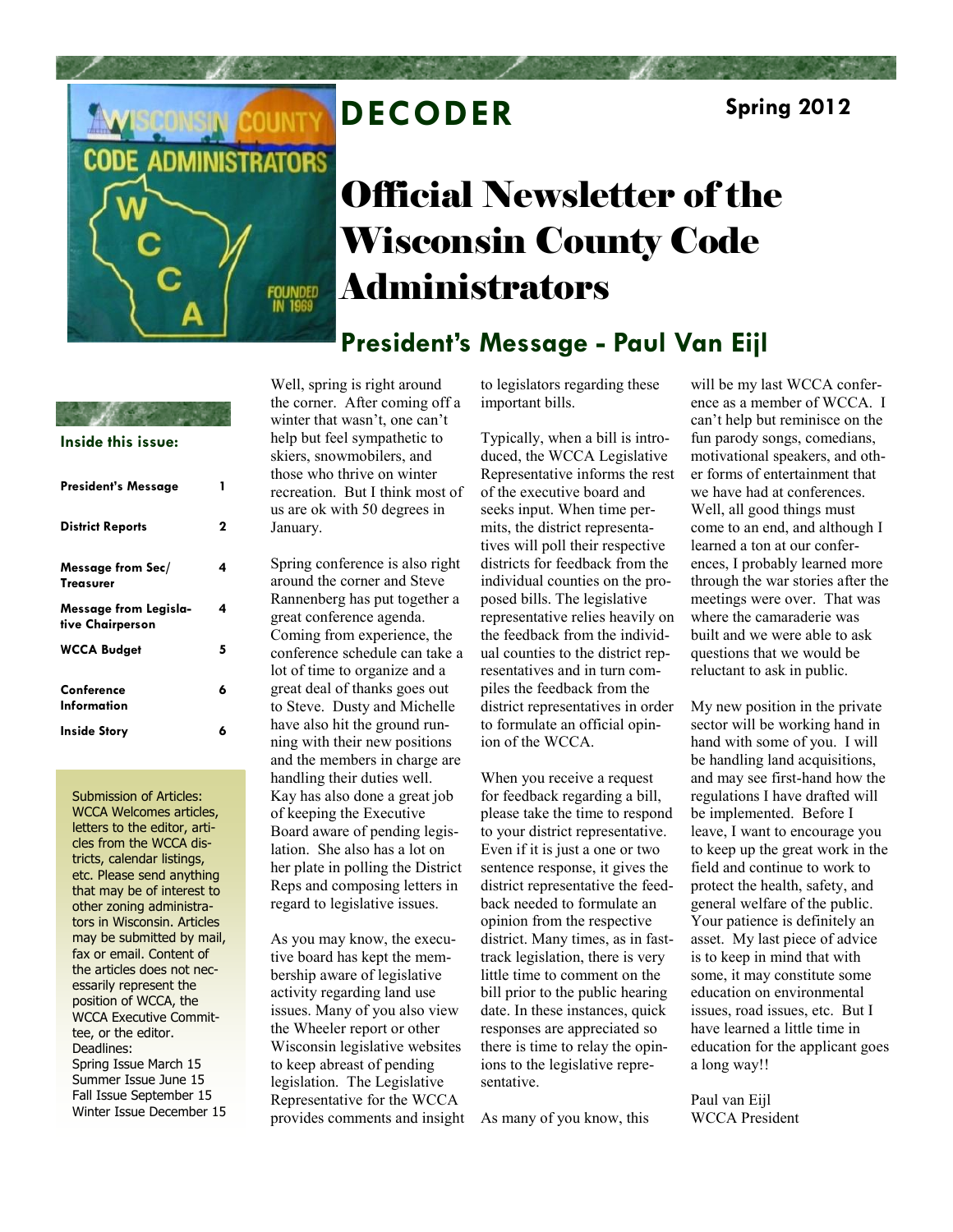# DECODER

**Spring 2012**

# Official Newsletter of the Wisconsin County Code Administrators

**Inside this issue:**

| | |
|---|---|
| President's Message | 1 |
| District Reports | 2 |
| Message from Sec/ Treasurer | 4 |
| Message from Legislative Chairperson | 4 |
| WCCA Budget | 5 |
| Conference Information | 6 |
| Inside Story | 6 |

Submission of Articles: WCCA Welcomes articles, letters to the editor, articles from the WCCA districts, calendar listings, etc. Please send anything that may be of interest to other zoning administrators in Wisconsin. Articles may be submitted by mail, fax or email. Content of the articles does not necessarily represent the position of WCCA, the WCCA Executive Committee, or the editor.

Deadlines:
Spring Issue March 15
Summer Issue June 15
Fall Issue September 15
Winter Issue December 15

## President's Message - Paul Van Eijl

Well, spring is right around the corner. After coming off a winter that wasn't, one can't help but feel sympathetic to skiers, snowmobilers, and those who thrive on winter recreation. But I think most of us are ok with 50 degrees in January.

Spring conference is also right around the corner and Steve Rannenberg has put together a great conference agenda. Coming from experience, the conference schedule can take a lot of time to organize and a great deal of thanks goes out to Steve. Dusty and Michelle have also hit the ground running with their new positions and the members in charge are handling their duties well. Kay has also done a great job of keeping the Executive Board aware of pending legislation. She also has a lot on her plate in polling the District Reps and composing letters in regard to legislative issues.

As you may know, the executive board has kept the membership aware of legislative activity regarding land use issues. Many of you also view the Wheeler report or other Wisconsin legislative websites to keep abreast of pending legislation. The Legislative Representative for the WCCA provides comments and insight to legislators regarding these important bills.

Typically, when a bill is introduced, the WCCA Legislative Representative informs the rest of the executive board and seeks input. When time permits, the district representatives will poll their respective districts for feedback from the individual counties on the proposed bills. The legislative representative relies heavily on the feedback from the individual counties to the district representatives and in turn compiles the feedback from the district representatives in order to formulate an official opinion of the WCCA.

When you receive a request for feedback regarding a bill, please take the time to respond to your district representative. Even if it is just a one or two sentence response, it gives the district representative the feedback needed to formulate an opinion from the respective district. Many times, as in fast-track legislation, there is very little time to comment on the bill prior to the public hearing date. In these instances, quick responses are appreciated so there is time to relay the opinions to the legislative representative.

As many of you know, this will be my last WCCA conference as a member of WCCA. I can't help but reminisce on the fun parody songs, comedians, motivational speakers, and other forms of entertainment that we have had at conferences. Well, all good things must come to an end, and although I learned a ton at our conferences, I probably learned more through the war stories after the meetings were over. That was where the camaraderie was built and we were able to ask questions that we would be reluctant to ask in public.

My new position in the private sector will be working hand in hand with some of you. I will be handling land acquisitions, and may see first-hand how the regulations I have drafted will be implemented. Before I leave, I want to encourage you to keep up the great work in the field and continue to work to protect the health, safety, and general welfare of the public. Your patience is definitely an asset. My last piece of advice is to keep in mind that with some, it may constitute some education on environmental issues, road issues, etc. But I have learned a little time in education for the applicant goes a long way!!

Paul van Eijl
WCCA President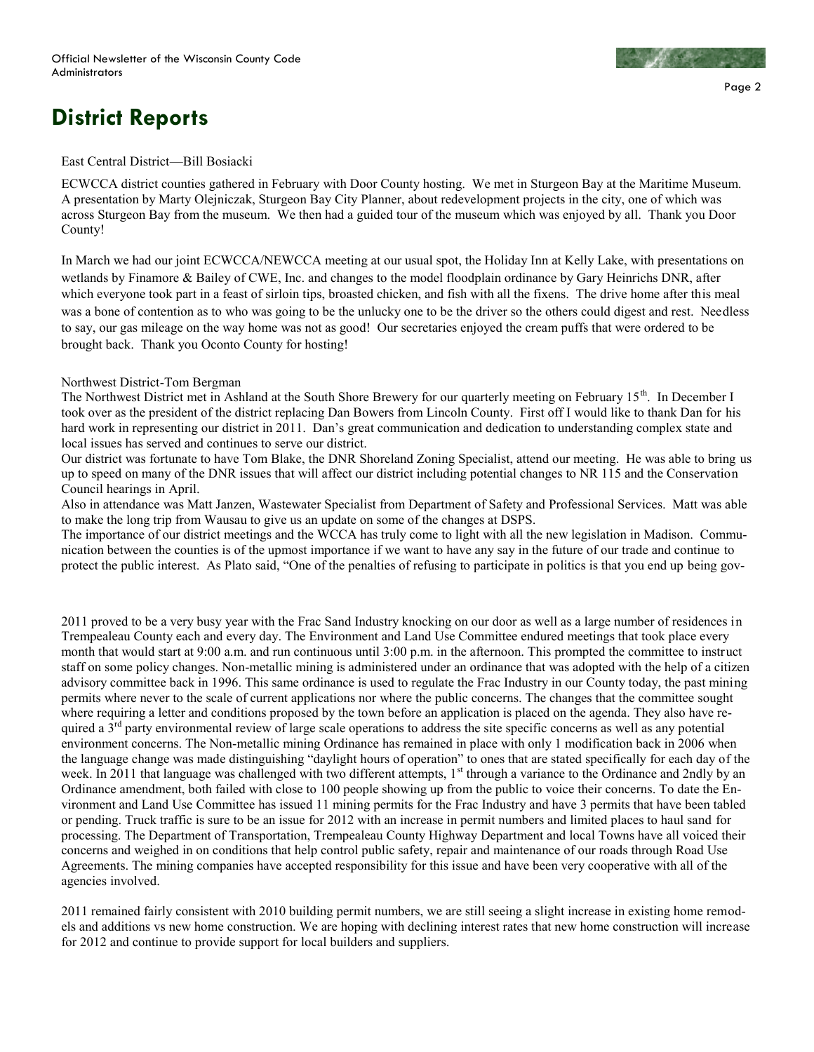# District Reports

East Central District—Bill Bosiacki

ECWCCA district counties gathered in February with Door County hosting. We met in Sturgeon Bay at the Maritime Museum. A presentation by Marty Olejniczak, Sturgeon Bay City Planner, about redevelopment projects in the city, one of which was across Sturgeon Bay from the museum. We then had a guided tour of the museum which was enjoyed by all. Thank you Door County!

In March we had our joint ECWCCA/NEWCCA meeting at our usual spot, the Holiday Inn at Kelly Lake, with presentations on wetlands by Finamore & Bailey of CWE, Inc. and changes to the model floodplain ordinance by Gary Heinrichs DNR, after which everyone took part in a feast of sirloin tips, broasted chicken, and fish with all the fixens. The drive home after this meal was a bone of contention as to who was going to be the unlucky one to be the driver so the others could digest and rest. Needless to say, our gas mileage on the way home was not as good! Our secretaries enjoyed the cream puffs that were ordered to be brought back. Thank you Oconto County for hosting!

Northwest District-Tom Bergman

The Northwest District met in Ashland at the South Shore Brewery for our quarterly meeting on February 15th. In December I took over as the president of the district replacing Dan Bowers from Lincoln County. First off I would like to thank Dan for his hard work in representing our district in 2011. Dan's great communication and dedication to understanding complex state and local issues has served and continues to serve our district.

Our district was fortunate to have Tom Blake, the DNR Shoreland Zoning Specialist, attend our meeting. He was able to bring us up to speed on many of the DNR issues that will affect our district including potential changes to NR 115 and the Conservation Council hearings in April.

Also in attendance was Matt Janzen, Wastewater Specialist from Department of Safety and Professional Services. Matt was able to make the long trip from Wausau to give us an update on some of the changes at DSPS.

The importance of our district meetings and the WCCA has truly come to light with all the new legislation in Madison. Communication between the counties is of the upmost importance if we want to have any say in the future of our trade and continue to protect the public interest. As Plato said, "One of the penalties of refusing to participate in politics is that you end up being gov-

2011 proved to be a very busy year with the Frac Sand Industry knocking on our door as well as a large number of residences in Trempealeau County each and every day. The Environment and Land Use Committee endured meetings that took place every month that would start at 9:00 a.m. and run continuous until 3:00 p.m. in the afternoon. This prompted the committee to instruct staff on some policy changes. Non-metallic mining is administered under an ordinance that was adopted with the help of a citizen advisory committee back in 1996. This same ordinance is used to regulate the Frac Industry in our County today, the past mining permits where never to the scale of current applications nor where the public concerns. The changes that the committee sought where requiring a letter and conditions proposed by the town before an application is placed on the agenda. They also have required a 3rd party environmental review of large scale operations to address the site specific concerns as well as any potential environment concerns. The Non-metallic mining Ordinance has remained in place with only 1 modification back in 2006 when the language change was made distinguishing "daylight hours of operation" to ones that are stated specifically for each day of the week. In 2011 that language was challenged with two different attempts, 1st through a variance to the Ordinance and 2ndly by an Ordinance amendment, both failed with close to 100 people showing up from the public to voice their concerns. To date the Environment and Land Use Committee has issued 11 mining permits for the Frac Industry and have 3 permits that have been tabled or pending. Truck traffic is sure to be an issue for 2012 with an increase in permit numbers and limited places to haul sand for processing. The Department of Transportation, Trempealeau County Highway Department and local Towns have all voiced their concerns and weighed in on conditions that help control public safety, repair and maintenance of our roads through Road Use Agreements. The mining companies have accepted responsibility for this issue and have been very cooperative with all of the agencies involved.

2011 remained fairly consistent with 2010 building permit numbers, we are still seeing a slight increase in existing home remodels and additions vs new home construction. We are hoping with declining interest rates that new home construction will increase for 2012 and continue to provide support for local builders and suppliers.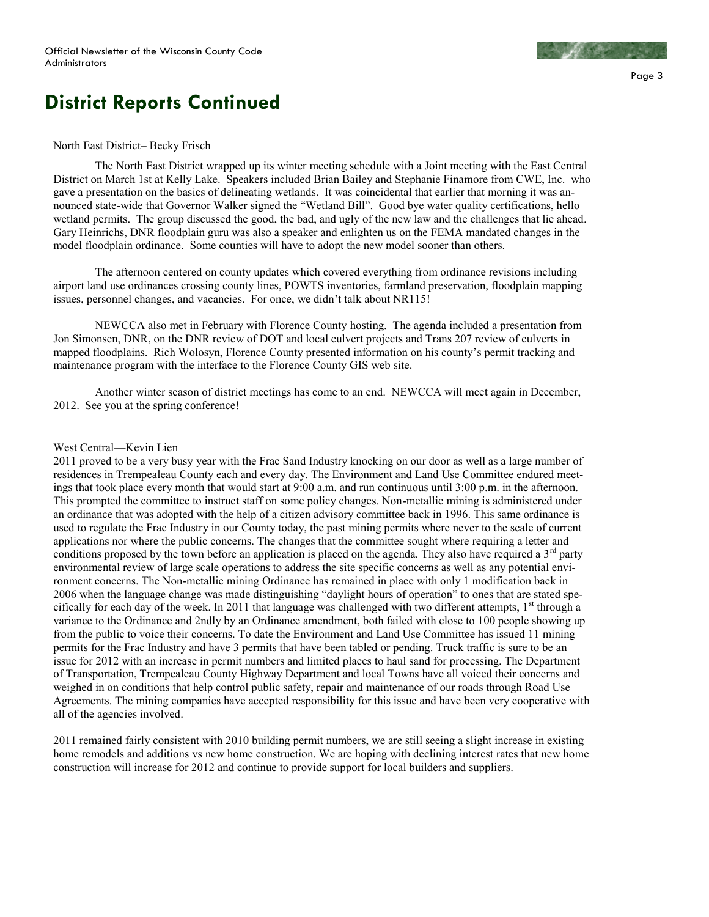# District Reports Continued

North East District– Becky Frisch

The North East District wrapped up its winter meeting schedule with a Joint meeting with the East Central District on March 1st at Kelly Lake. Speakers included Brian Bailey and Stephanie Finamore from CWE, Inc. who gave a presentation on the basics of delineating wetlands. It was coincidental that earlier that morning it was announced state-wide that Governor Walker signed the "Wetland Bill". Good bye water quality certifications, hello wetland permits. The group discussed the good, the bad, and ugly of the new law and the challenges that lie ahead. Gary Heinrichs, DNR floodplain guru was also a speaker and enlighten us on the FEMA mandated changes in the model floodplain ordinance. Some counties will have to adopt the new model sooner than others.

The afternoon centered on county updates which covered everything from ordinance revisions including airport land use ordinances crossing county lines, POWTS inventories, farmland preservation, floodplain mapping issues, personnel changes, and vacancies. For once, we didn't talk about NR115!

NEWCCA also met in February with Florence County hosting. The agenda included a presentation from Jon Simonsen, DNR, on the DNR review of DOT and local culvert projects and Trans 207 review of culverts in mapped floodplains. Rich Wolosyn, Florence County presented information on his county's permit tracking and maintenance program with the interface to the Florence County GIS web site.

Another winter season of district meetings has come to an end. NEWCCA will meet again in December, 2012. See you at the spring conference!

West Central—Kevin Lien

2011 proved to be a very busy year with the Frac Sand Industry knocking on our door as well as a large number of residences in Trempealeau County each and every day. The Environment and Land Use Committee endured meetings that took place every month that would start at 9:00 a.m. and run continuous until 3:00 p.m. in the afternoon. This prompted the committee to instruct staff on some policy changes. Non-metallic mining is administered under an ordinance that was adopted with the help of a citizen advisory committee back in 1996. This same ordinance is used to regulate the Frac Industry in our County today, the past mining permits where never to the scale of current applications nor where the public concerns. The changes that the committee sought where requiring a letter and conditions proposed by the town before an application is placed on the agenda. They also have required a 3rd party environmental review of large scale operations to address the site specific concerns as well as any potential environment concerns. The Non-metallic mining Ordinance has remained in place with only 1 modification back in 2006 when the language change was made distinguishing "daylight hours of operation" to ones that are stated specifically for each day of the week. In 2011 that language was challenged with two different attempts, 1st through a variance to the Ordinance and 2ndly by an Ordinance amendment, both failed with close to 100 people showing up from the public to voice their concerns. To date the Environment and Land Use Committee has issued 11 mining permits for the Frac Industry and have 3 permits that have been tabled or pending. Truck traffic is sure to be an issue for 2012 with an increase in permit numbers and limited places to haul sand for processing. The Department of Transportation, Trempealeau County Highway Department and local Towns have all voiced their concerns and weighed in on conditions that help control public safety, repair and maintenance of our roads through Road Use Agreements. The mining companies have accepted responsibility for this issue and have been very cooperative with all of the agencies involved.

2011 remained fairly consistent with 2010 building permit numbers, we are still seeing a slight increase in existing home remodels and additions vs new home construction. We are hoping with declining interest rates that new home construction will increase for 2012 and continue to provide support for local builders and suppliers.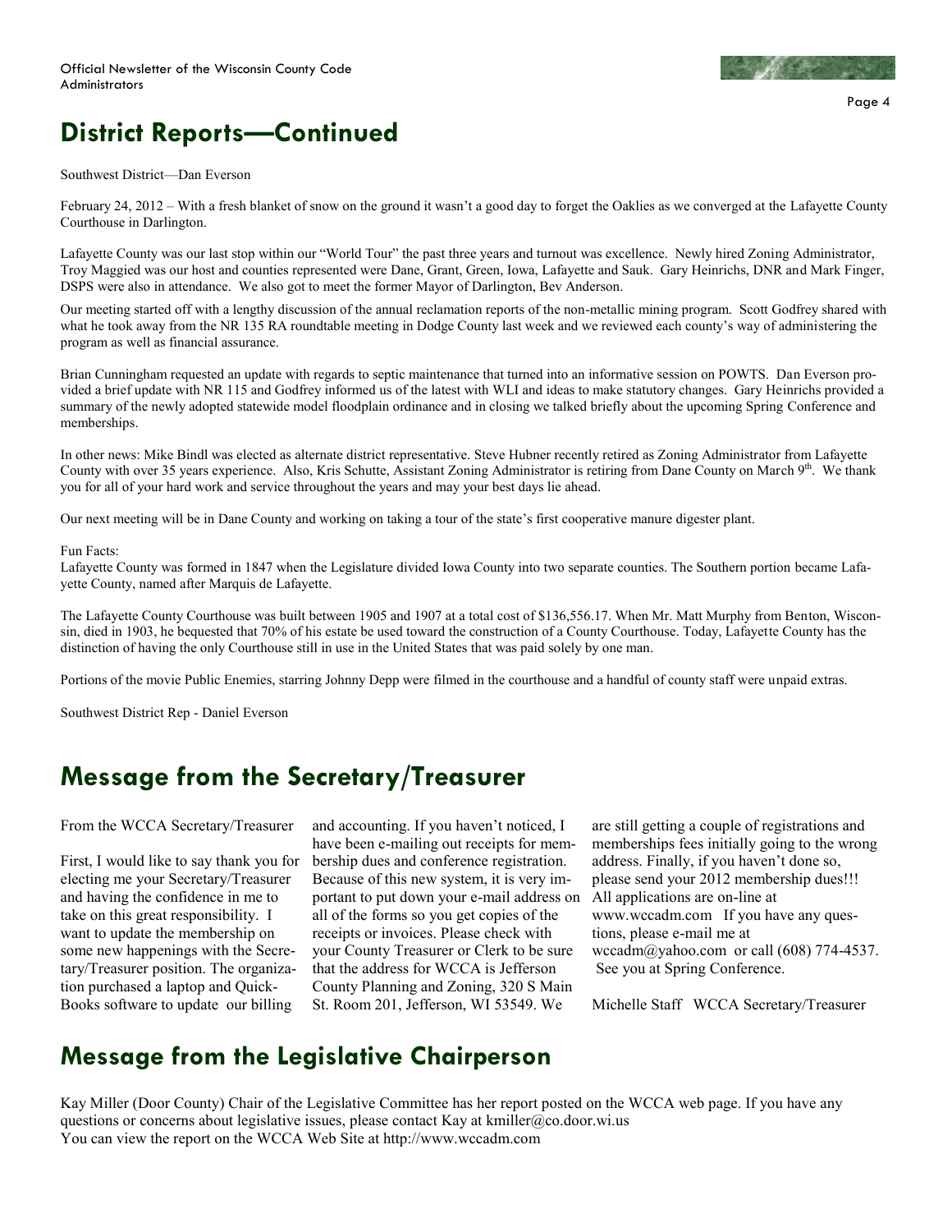# District Reports—Continued

Southwest District—Dan Everson

February 24, 2012 – With a fresh blanket of snow on the ground it wasn't a good day to forget the Oaklies as we converged at the Lafayette County Courthouse in Darlington.

Lafayette County was our last stop within our "World Tour" the past three years and turnout was excellence. Newly hired Zoning Administrator, Troy Maggied was our host and counties represented were Dane, Grant, Green, Iowa, Lafayette and Sauk. Gary Heinrichs, DNR and Mark Finger, DSPS were also in attendance. We also got to meet the former Mayor of Darlington, Bev Anderson.

Our meeting started off with a lengthy discussion of the annual reclamation reports of the non-metallic mining program. Scott Godfrey shared with what he took away from the NR 135 RA roundtable meeting in Dodge County last week and we reviewed each county's way of administering the program as well as financial assurance.

Brian Cunningham requested an update with regards to septic maintenance that turned into an informative session on POWTS. Dan Everson provided a brief update with NR 115 and Godfrey informed us of the latest with WLI and ideas to make statutory changes. Gary Heinrichs provided a summary of the newly adopted statewide model floodplain ordinance and in closing we talked briefly about the upcoming Spring Conference and memberships.

In other news: Mike Bindl was elected as alternate district representative. Steve Hubner recently retired as Zoning Administrator from Lafayette County with over 35 years experience. Also, Kris Schutte, Assistant Zoning Administrator is retiring from Dane County on March 9th. We thank you for all of your hard work and service throughout the years and may your best days lie ahead.

Our next meeting will be in Dane County and working on taking a tour of the state's first cooperative manure digester plant.

Fun Facts:

Lafayette County was formed in 1847 when the Legislature divided Iowa County into two separate counties. The Southern portion became Lafayette County, named after Marquis de Lafayette.

The Lafayette County Courthouse was built between 1905 and 1907 at a total cost of $136,556.17. When Mr. Matt Murphy from Benton, Wisconsin, died in 1903, he bequested that 70% of his estate be used toward the construction of a County Courthouse. Today, Lafayette County has the distinction of having the only Courthouse still in use in the United States that was paid solely by one man.

Portions of the movie Public Enemies, starring Johnny Depp were filmed in the courthouse and a handful of county staff were unpaid extras.

Southwest District Rep - Daniel Everson

# Message from the Secretary/Treasurer

From the WCCA Secretary/Treasurer

First, I would like to say thank you for electing me your Secretary/Treasurer and having the confidence in me to take on this great responsibility. I want to update the membership on some new happenings with the Secretary/Treasurer position. The organization purchased a laptop and QuickBooks software to update our billing and accounting. If you haven't noticed, I have been e-mailing out receipts for membership dues and conference registration. Because of this new system, it is very important to put down your e-mail address on all of the forms so you get copies of the receipts or invoices. Please check with your County Treasurer or Clerk to be sure that the address for WCCA is Jefferson County Planning and Zoning, 320 S Main St. Room 201, Jefferson, WI 53549. We are still getting a couple of registrations and memberships fees initially going to the wrong address. Finally, if you haven't done so, please send your 2012 membership dues!!! All applications are on-line at www.wccadm.com If you have any questions, please e-mail me at wccadm@yahoo.com or call (608) 774-4537. See you at Spring Conference.

Michelle Staff WCCA Secretary/Treasurer

# Message from the Legislative Chairperson

Kay Miller (Door County) Chair of the Legislative Committee has her report posted on the WCCA web page. If you have any questions or concerns about legislative issues, please contact Kay at kmiller@co.door.wi.us
You can view the report on the WCCA Web Site at http://www.wccadm.com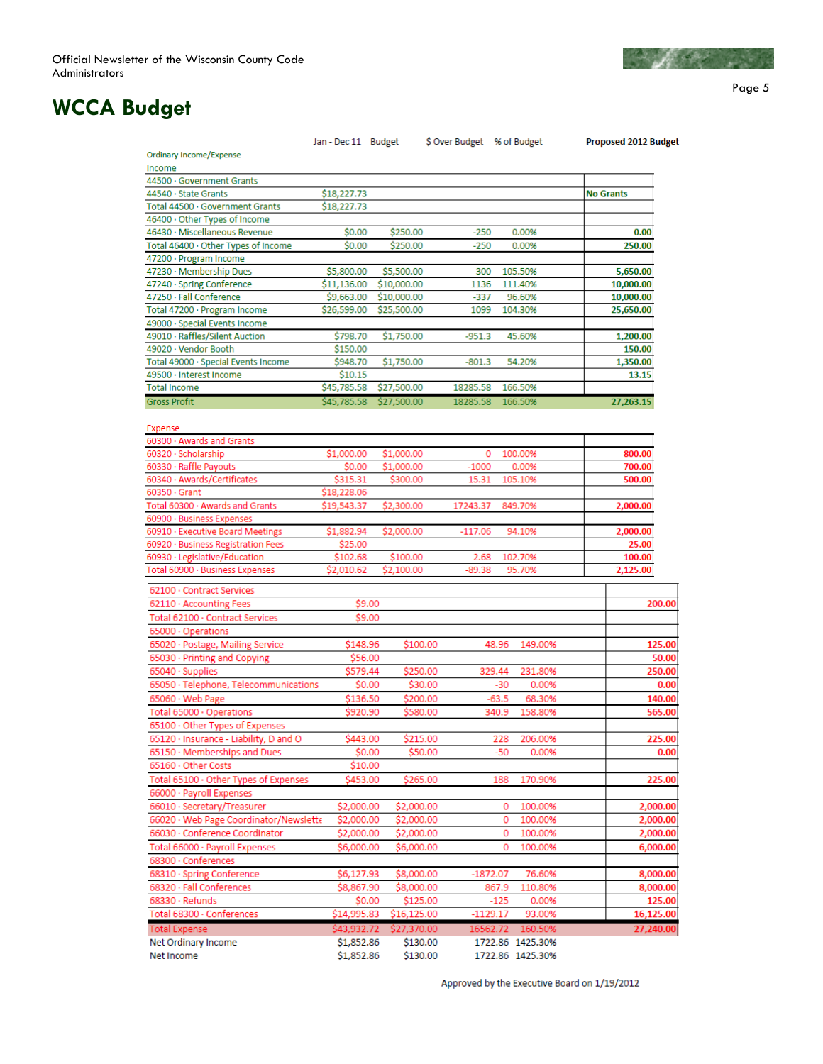# WCCA Budget

| | Jan - Dec 11 | Budget | $ Over Budget | % of Budget | Proposed 2012 Budget |
|---|---|---|---|---|---|
| Ordinary Income/Expense | | | | | |
| Income | | | | | |
| 44500 · Government Grants | | | | | |
| 44540 · State Grants | $18,227.73 | | | | No Grants |
| Total 44500 · Government Grants | $18,227.73 | | | | |
| 46400 · Other Types of Income | | | | | |
| 46430 · Miscellaneous Revenue | $0.00 | $250.00 | -250 | 0.00% | 0.00 |
| Total 46400 · Other Types of Income | $0.00 | $250.00 | -250 | 0.00% | 250.00 |
| 47200 · Program Income | | | | | |
| 47230 · Membership Dues | $5,800.00 | $5,500.00 | 300 | 105.50% | 5,650.00 |
| 47240 · Spring Conference | $11,136.00 | $10,000.00 | 1136 | 111.40% | 10,000.00 |
| 47250 · Fall Conference | $9,663.00 | $10,000.00 | -337 | 96.60% | 10,000.00 |
| Total 47200 · Program Income | $26,599.00 | $25,500.00 | 1099 | 104.30% | 25,650.00 |
| 49000 · Special Events Income | | | | | |
| 49010 · Raffles/Silent Auction | $798.70 | $1,750.00 | -951.3 | 45.60% | 1,200.00 |
| 49020 · Vendor Booth | $150.00 | | | | 150.00 |
| Total 49000 · Special Events Income | $948.70 | $1,750.00 | -801.3 | 54.20% | 1,350.00 |
| 49500 · Interest Income | $10.15 | | | | 13.15 |
| Total Income | $45,785.58 | $27,500.00 | 18285.58 | 166.50% | |
| Gross Profit | $45,785.58 | $27,500.00 | 18285.58 | 166.50% | 27,263.15 |
| Expense | | | | | |
| 60300 · Awards and Grants | | | | | |
| 60320 · Scholarship | $1,000.00 | $1,000.00 | 0 | 100.00% | 800.00 |
| 60330 · Raffle Payouts | $0.00 | $1,000.00 | -1000 | 0.00% | 700.00 |
| 60340 · Awards/Certificates | $315.31 | $300.00 | 15.31 | 105.10% | 500.00 |
| 60350 · Grant | $18,228.06 | | | | |
| Total 60300 · Awards and Grants | $19,543.37 | $2,300.00 | 17243.37 | 849.70% | 2,000.00 |
| 60900 · Business Expenses | | | | | |
| 60910 · Executive Board Meetings | $1,882.94 | $2,000.00 | -117.06 | 94.10% | 2,000.00 |
| 60920 · Business Registration Fees | $25.00 | | | | 25.00 |
| 60930 · Legislative/Education | $102.68 | $100.00 | 2.68 | 102.70% | 100.00 |
| Total 60900 · Business Expenses | $2,010.62 | $2,100.00 | -89.38 | 95.70% | 2,125.00 |
| 62100 · Contract Services | | | | | |
| 62110 · Accounting Fees | $9.00 | | | | 200.00 |
| Total 62100 · Contract Services | $9.00 | | | | |
| 65000 · Operations | | | | | |
| 65020 · Postage, Mailing Service | $148.96 | $100.00 | 48.96 | 149.00% | 125.00 |
| 65030 · Printing and Copying | $56.00 | | | | 50.00 |
| 65040 · Supplies | $579.44 | $250.00 | 329.44 | 231.80% | 250.00 |
| 65050 · Telephone, Telecommunications | $0.00 | $30.00 | -30 | 0.00% | 0.00 |
| 65060 · Web Page | $136.50 | $200.00 | -63.5 | 68.30% | 140.00 |
| Total 65000 · Operations | $920.90 | $580.00 | 340.9 | 158.80% | 565.00 |
| 65100 · Other Types of Expenses | | | | | |
| 65120 · Insurance - Liability, D and O | $443.00 | $215.00 | 228 | 206.00% | 225.00 |
| 65150 · Memberships and Dues | $0.00 | $50.00 | -50 | 0.00% | 0.00 |
| 65160 · Other Costs | $10.00 | | | | |
| Total 65100 · Other Types of Expenses | $453.00 | $265.00 | 188 | 170.90% | 225.00 |
| 66000 · Payroll Expenses | | | | | |
| 66010 · Secretary/Treasurer | $2,000.00 | $2,000.00 | 0 | 100.00% | 2,000.00 |
| 66020 · Web Page Coordinator/Newslette | $2,000.00 | $2,000.00 | 0 | 100.00% | 2,000.00 |
| 66030 · Conference Coordinator | $2,000.00 | $2,000.00 | 0 | 100.00% | 2,000.00 |
| Total 66000 · Payroll Expenses | $6,000.00 | $6,000.00 | 0 | 100.00% | 6,000.00 |
| 68300 · Conferences | | | | | |
| 68310 · Spring Conference | $6,127.93 | $8,000.00 | -1872.07 | 76.60% | 8,000.00 |
| 68320 · Fall Conferences | $8,867.90 | $8,000.00 | 867.9 | 110.80% | 8,000.00 |
| 68330 · Refunds | $0.00 | $125.00 | -125 | 0.00% | 125.00 |
| Total 68300 · Conferences | $14,995.83 | $16,125.00 | -1129.17 | 93.00% | 16,125.00 |
| Total Expense | $43,932.72 | $27,370.00 | 16562.72 | 160.50% | 27,240.00 |
| Net Ordinary Income | $1,852.86 | $130.00 | 1722.86 | 1425.30% | |
| Net Income | $1,852.86 | $130.00 | 1722.86 | 1425.30% | |

Approved by the Executive Board on 1/19/2012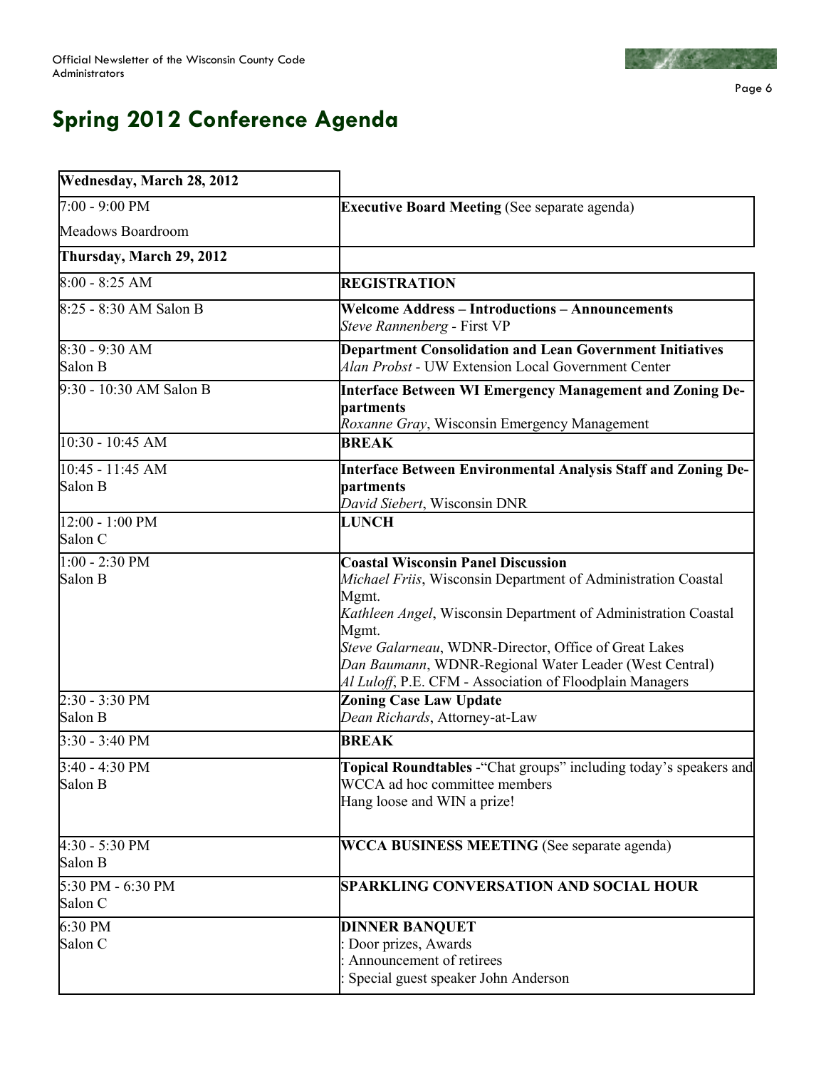## Spring 2012 Conference Agenda

| **Wednesday, March 28, 2012** | |
|---|---|
| 7:00 - 9:00 PM<br>Meadows Boardroom | **Executive Board Meeting** (See separate agenda) |
| **Thursday, March 29, 2012** | |
| 8:00 - 8:25 AM | **REGISTRATION** |
| 8:25 - 8:30 AM Salon B | **Welcome Address – Introductions – Announcements**<br>*Steve Rannenberg* - First VP |
| 8:30 - 9:30 AM<br>Salon B | **Department Consolidation and Lean Government Initiatives**<br>*Alan Probst* - UW Extension Local Government Center |
| 9:30 - 10:30 AM Salon B | **Interface Between WI Emergency Management and Zoning Departments**<br>*Roxanne Gray*, Wisconsin Emergency Management |
| 10:30 - 10:45 AM | **BREAK** |
| 10:45 - 11:45 AM<br>Salon B | **Interface Between Environmental Analysis Staff and Zoning Departments**<br>*David Siebert*, Wisconsin DNR |
| 12:00 - 1:00 PM<br>Salon C | **LUNCH** |
| 1:00 - 2:30 PM<br>Salon B | **Coastal Wisconsin Panel Discussion**<br>*Michael Friis*, Wisconsin Department of Administration Coastal Mgmt.<br>*Kathleen Angel*, Wisconsin Department of Administration Coastal Mgmt.<br>*Steve Galarneau*, WDNR-Director, Office of Great Lakes<br>*Dan Baumann*, WDNR-Regional Water Leader (West Central)<br>*Al Luloff*, P.E. CFM - Association of Floodplain Managers |
| 2:30 - 3:30 PM<br>Salon B | **Zoning Case Law Update**<br>*Dean Richards*, Attorney-at-Law |
| 3:30 - 3:40 PM | **BREAK** |
| 3:40 - 4:30 PM<br>Salon B | **Topical Roundtables** -"Chat groups" including today's speakers and WCCA ad hoc committee members<br>Hang loose and WIN a prize! |
| 4:30 - 5:30 PM<br>Salon B | **WCCA BUSINESS MEETING** (See separate agenda) |
| 5:30 PM - 6:30 PM<br>Salon C | **SPARKLING CONVERSATION AND SOCIAL HOUR** |
| 6:30 PM<br>Salon C | **DINNER BANQUET**<br>: Door prizes, Awards<br>: Announcement of retirees<br>: Special guest speaker John Anderson |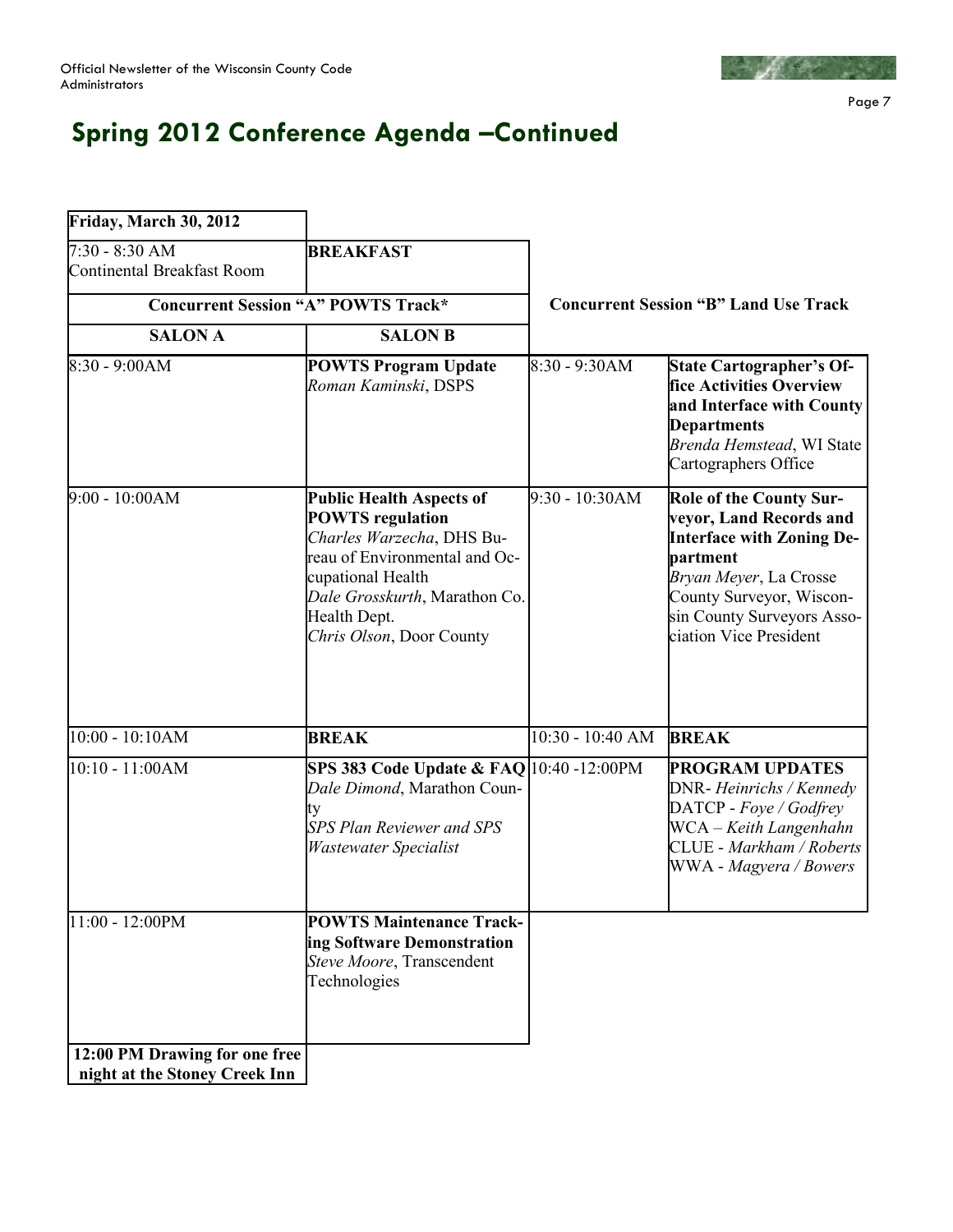## Spring 2012 Conference Agenda –Continued

| Friday, March 30, 2012 | | | |
|---|---|---|---|
| 7:30 - 8:30 AM Continental Breakfast Room | **BREAKFAST** | | |
| **Concurrent Session "A" POWTS Track*** | | **Concurrent Session "B" Land Use Track** | |
| **SALON A** | **SALON B** | | |
| 8:30 - 9:00AM | **POWTS Program Update** *Roman Kaminski*, DSPS | 8:30 - 9:30AM | **State Cartographer's Office Activities Overview and Interface with County Departments** *Brenda Hemstead*, WI State Cartographers Office |
| 9:00 - 10:00AM | **Public Health Aspects of POWTS regulation** *Charles Warzecha*, DHS Bureau of Environmental and Occupational Health *Dale Grosskurth*, Marathon Co. Health Dept. *Chris Olson*, Door County | 9:30 - 10:30AM | **Role of the County Surveyor, Land Records and Interface with Zoning Department** *Bryan Meyer*, La Crosse County Surveyor, Wisconsin County Surveyors Association Vice President |
| 10:00 - 10:10AM | **BREAK** | 10:30 - 10:40 AM | **BREAK** |
| 10:10 - 11:00AM | **SPS 383 Code Update & FAQ** *Dale Dimond*, Marathon County *SPS Plan Reviewer and SPS Wastewater Specialist* | 10:40 -12:00PM | **PROGRAM UPDATES** DNR- *Heinrichs / Kennedy* DATCP - *Foye / Godfrey* WCA – *Keith Langenhahn* CLUE - *Markham / Roberts* WWA - *Magyera / Bowers* |
| 11:00 - 12:00PM | **POWTS Maintenance Tracking Software Demonstration** *Steve Moore*, Transcendent Technologies | | |
| **12:00 PM Drawing for one free night at the Stoney Creek Inn** | | | |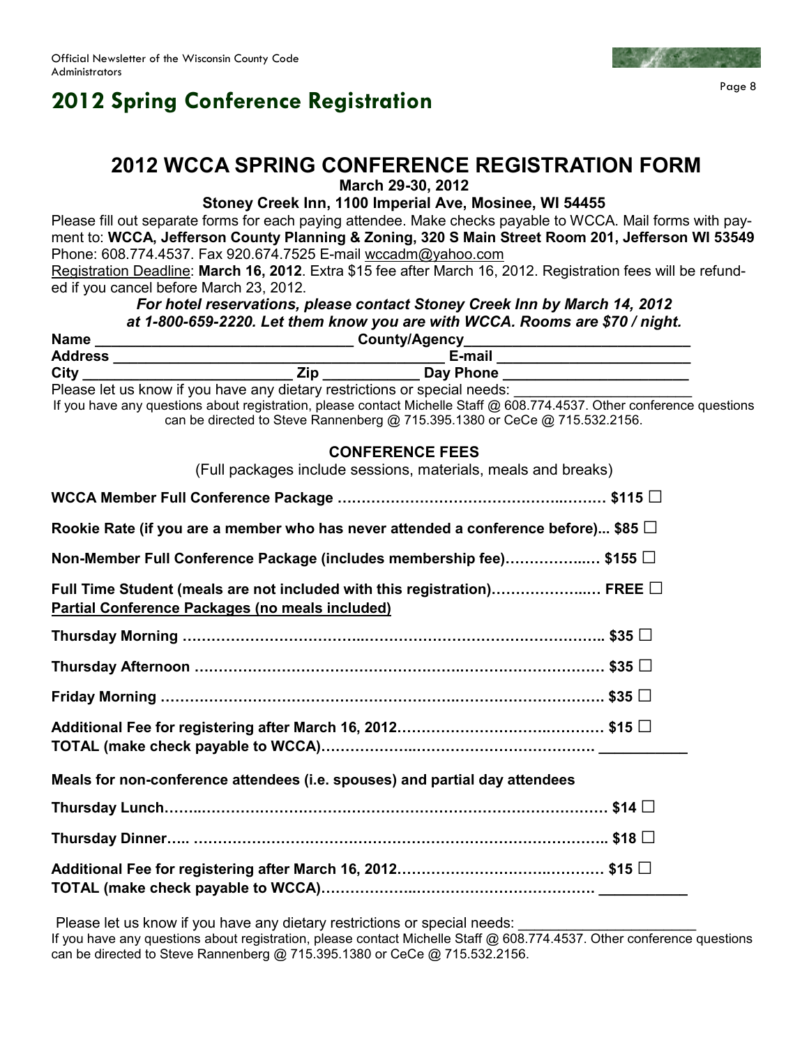# 2012 Spring Conference Registration

## 2012 WCCA SPRING CONFERENCE REGISTRATION FORM

**March 29-30, 2012**

**Stoney Creek Inn, 1100 Imperial Ave, Mosinee, WI 54455**

Please fill out separate forms for each paying attendee. Make checks payable to WCCA. Mail forms with payment to: **WCCA, Jefferson County Planning & Zoning, 320 S Main Street Room 201, Jefferson WI 53549** Phone: 608.774.4537. Fax 920.674.7525 E-mail wccadm@yahoo.com

Registration Deadline: **March 16, 2012**. Extra $15 fee after March 16, 2012. Registration fees will be refunded if you cancel before March 23, 2012.

***For hotel reservations, please contact Stoney Creek Inn by March 14, 2012 at 1-800-659-2220. Let them know you are with WCCA. Rooms are $70 / night.***

**Name** ________________________________ **County/Agency**____________________________

**Address** ________________________________________ **E-mail** ________________________

**City** __________________________ **Zip** ____________ **Day Phone** _______________________

Please let us know if you have any dietary restrictions or special needs: ______________________

If you have any questions about registration, please contact Michelle Staff @ 608.774.4537. Other conference questions can be directed to Steve Rannenberg @ 715.395.1380 or CeCe @ 715.532.2156.

### CONFERENCE FEES

(Full packages include sessions, materials, meals and breaks)

**WCCA Member Full Conference Package ……………………………………………… $115 ☐**

**Rookie Rate (if you are a member who has never attended a conference before)... $85 ☐**

**Non-Member Full Conference Package (includes membership fee)……………… $155 ☐**

**Full Time Student (meals are not included with this registration)………………… FREE ☐**

**Partial Conference Packages (no meals included)**

**Thursday Morning ………………………………………………………………………… $35 ☐**

**Thursday Afternoon ……………………………………………………………………… $35 ☐**

**Friday Morning …………………………………………………………………………… $35 ☐**

**Additional Fee for registering after March 16, 2012…………………………………… $15 ☐**

**TOTAL (make check payable to WCCA)……………………………………………… ___________**

**Meals for non-conference attendees (i.e. spouses) and partial day attendees**

**Thursday Lunch…………………………………………………………………………… $14 ☐**

**Thursday Dinner…… ……………………………………………………………………… $18 ☐**

**Additional Fee for registering after March 16, 2012…………………………………… $15 ☐**

**TOTAL (make check payable to WCCA)……………………………………………… ___________**

Please let us know if you have any dietary restrictions or special needs: ______________________

If you have any questions about registration, please contact Michelle Staff @ 608.774.4537. Other conference questions can be directed to Steve Rannenberg @ 715.395.1380 or CeCe @ 715.532.2156.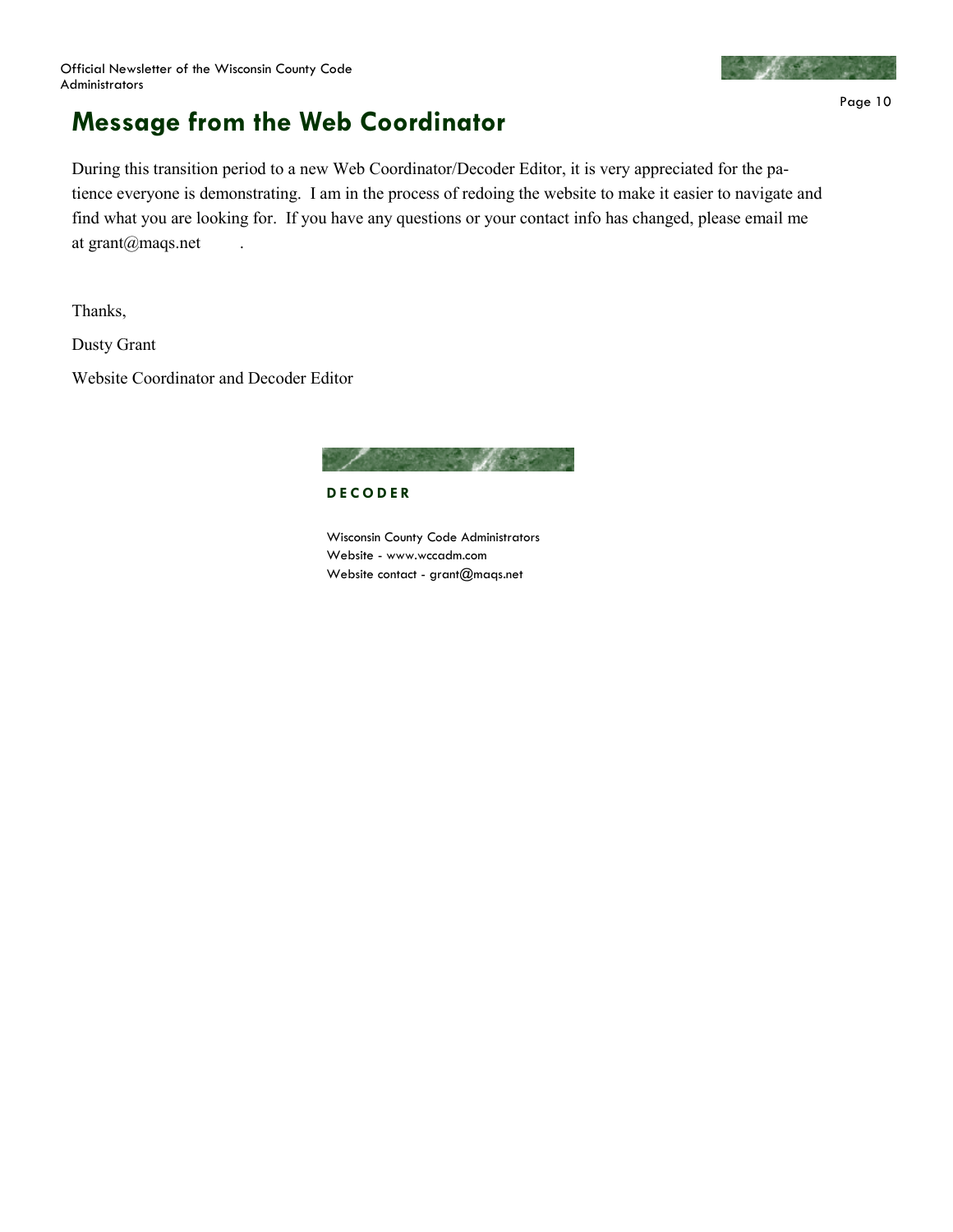## Message from the Web Coordinator

During this transition period to a new Web Coordinator/Decoder Editor, it is very appreciated for the patience everyone is demonstrating. I am in the process of redoing the website to make it easier to navigate and find what you are looking for. If you have any questions or your contact info has changed, please email me at grant@maqs.net.

Thanks,

Dusty Grant

Website Coordinator and Decoder Editor

**DECODER**

Wisconsin County Code Administrators
Website - www.wccadm.com
Website contact - grant@maqs.net